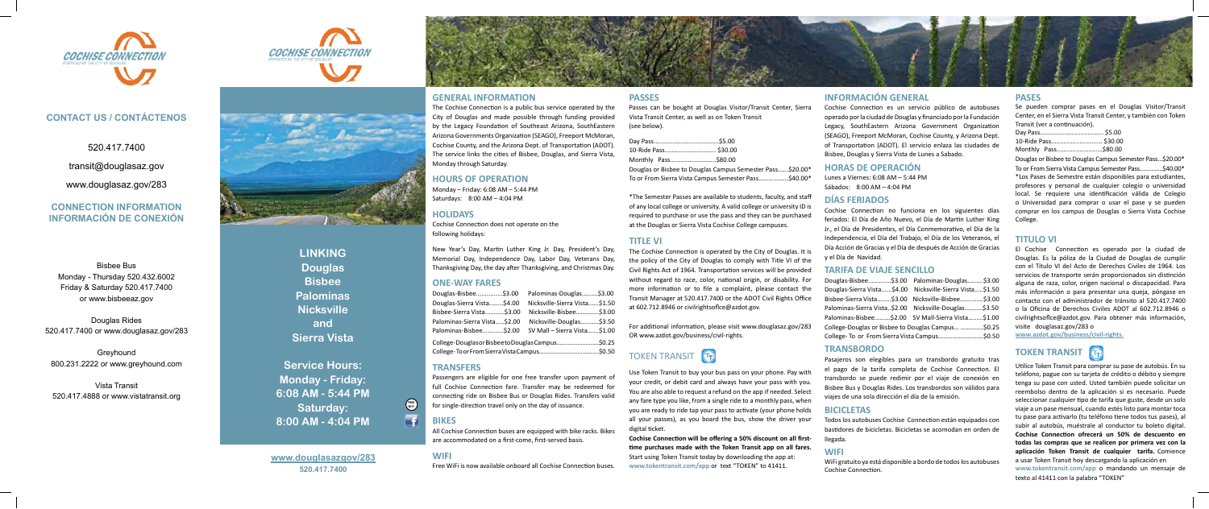COCHISE CONNECTION

COCHISE CONNECTION
OPERATED BY THE CITY OF DOUGLAS

## CONTACT US / CONTÁCTENOS

520.417.7400

transit@douglasaz.gov

www.douglasaz.gov/283

## CONNECTION INFORMATION INFORMACIÓN DE CONEXIÓN

Bisbee Bus
Monday - Thursday 520.432.6002
Friday & Saturday 520.417.7400
or www.bisbeeaz.gov

Douglas Rides
520.417.7400 or www.douglasaz.gov/283

Greyhound
800.231.2222 or www.greyhound.com

Vista Transit
520.417.4888 or www.vistatransit.org

**LINKING**
**Douglas**
**Bisbee**
**Palominas**
**Nicksville**
**and**
**Sierra Vista**

**Service Hours:**
**Monday - Friday:**
**6:08 AM - 5:44 PM**
**Saturday:**
**8:00 AM - 4:04 PM**

**www.douglasazgov/283**
**520.417.7400**

## GENERAL INFORMATION

The Cochise Connection is a public bus service operated by the City of Douglas and made possible through funding provided by the Legacy Foundation of Southeast Arizona, SouthEastern Arizona Governments Organization (SEAGO), Freeport McMoran, Cochise County, and the Arizona Dept. of Transportation (ADOT). The service links the cities of Bisbee, Douglas, and Sierra Vista, Monday through Saturday.

## HOURS OF OPERATION

Monday – Friday: 6:08 AM – 5:44 PM
Saturdays: 8:00 AM – 4:04 PM

## HOLIDAYS

Cochise Connection does not operate on the following holidays:

New Year's Day, Martin Luther King Jr. Day, President's Day, Memorial Day, Independence Day, Labor Day, Veterans Day, Thanksgiving Day, the day after Thanksgiving, and Christmas Day.

## ONE-WAY FARES

| | | | |
|---|---|---|---|
| Douglas-Bisbee | $3.00 | Palominas-Douglas | $3.00 |
| Douglas-Sierra Vista | $4.00 | Nicksville-Sierra Vista | $1.50 |
| Bisbee-Sierra Vista | $3.00 | Nicksville-Bisbee | $3.00 |
| Palominas-Sierra Vista | $2.00 | Nicksville-Douglas | $3.50 |
| Palominas-Bisbee | $2.00 | SV Mall – Sierra Vista | $1.00 |

College-Douglas or Bisbee to Douglas Campus ........ $0.25
College-To or From Sierra Vista Campus ........ $0.50

## TRANSFERS

Passengers are eligible for one free transfer upon payment of full Cochise Connection fare. Transfer may be redeemed for connecting ride on Bisbee Bus or Douglas Rides. Transfers valid for single-direction travel only on the day of issuance.

## BIKES

All Cochise Connection buses are equipped with bike racks. Bikes are accommodated on a first-come, first-served basis.

## WIFI

Free WiFi is now available onboard all Cochise Connection buses.

## PASSES

Passes can be bought at Douglas Visitor/Transit Center, Sierra Vista Transit Center, as well as on Token Transit (see below).

Day Pass ........ $5.00
10-Ride Pass ........ $30.00
Monthly Pass ........ $80.00
Douglas or Bisbee to Douglas Campus Semester Pass ....... $20.00*
To or From Sierra Vista Campus Semester Pass ........ $40.00*

*The Semester Passes are available to students, faculty, and staff of any local college or university. A valid college or university ID is required to purchase or use the pass and they can be purchased at the Douglas or Sierra Vista Cochise College campuses.

## TITLE VI

The Cochise Connection is operated by the City of Douglas. It is the policy of the City of Douglas to comply with Title VI of the Civil Rights Act of 1964. Transportation services will be provided without regard to race, color, national origin, or disability. For more information or to file a complaint, please contact the Transit Manager at 520.417.7400 or the ADOT Civil Rights Office at 602.712.8946 or civilrightsoffice@azdot.gov.

For additional information, please visit www.douglasaz.gov/283 OR www.azdot.gov/business/civil-rights.

## TOKEN TRANSIT

Use Token Transit to buy your bus pass on your phone. Pay with your credit, or debit card and always have your pass with you. You are also able to request a refund on the app if needed. Select any fare type you like, from a single ride to a monthly pass, when you are ready to ride tap your pass to activate (your phone holds all your passes), as you board the bus, show the driver your digital ticket.

**Cochise Connection will be offering a 50% discount on all first-time purchases made with the Token Transit app on all fares.** Start using Token Transit today by downloading the app at: **www.tokentransit.com/app** or text "TOKEN" to 41411.

## INFORMACIÓN GENERAL

Cochise Connection es un servicio público de autobuses operado por la ciudad de Douglas y financiado por la Fundación Legacy, SouthEastern Arizona Government Organization (SEAGO), Freeport McMoran, Cochise County, y Arizona Dept. of Transportation (ADOT). El servicio enlaza las ciudades de Bisbee, Douglas y Sierra Vista de Lunes a Sabado.

## HORAS DE OPERACIÓN

Lunes a Viernes: 6:08 AM – 5:44 PM
Sábados: 8:00 AM – 4:04 PM

## DÍAS FERIADOS

Cochise Connection no funciona en los siguientes días feriados: El Día de Año Nuevo, el Día de Martin Luther King Jr., el Día de Presidentes, el Día Conmemorativo, el Día de la Independencia, el Día del Trabajo, el Día de los Veteranos, el Día Acción de Gracias y el Día de después de Acción de Gracias y el Día de Navidad.

## TARIFA DE VIAJE SENCILLO

| | | | |
|---|---|---|---|
| Douglas-Bisbee | $3.00 | Palominas-Douglas | $3.00 |
| Douglas-Sierra Vista | $4.00 | Nicksville-Sierra Vista | $1.50 |
| Bisbee-Sierra Vista | $3.00 | Nicksville-Bisbee | $3.00 |
| Palominas-Sierra Vista | $2.00 | Nicksville-Douglas | $3.50 |
| Palominas-Bisbee | $2.00 | SV Mall-Sierra Vista | $1.00 |

College-Douglas or Bisbee to Douglas Campus ........ $0.25
College- To or From Sierra Vista Campus ........ $0.50

## TRANSBORDO

Pasajeros son elegibles para un transbordo gratuito tras el pago de la tarifa completa de Cochise Connection. El transbordo se puede redimir por el viaje de conexión en Bisbee Bus y Douglas Rides. Los transbordos son válidos para viajes de una sola dirección el día de la emisión.

## BICICLETAS

Todos los autobuses Cochise Connection están equipados con bastidores de bicicletas. Bicicletas se acomodan en orden de llegada.

## WIFI

WiFi gratuito ya está disponible a bordo de todos los autobuses Cochise Connection.

## PASES

Se pueden comprar pases en el Douglas Visitor/Transit Center, en el Sierra Vista Transit Center, y también con Token Transit (ver a continuación).

Day Pass ........ $5.00
10-Ride Pass ........ $30.00
Monthly Pass ........ $80.00
Douglas or Bisbee to Douglas Campus Semester Pass ... $20.00*
To or From Sierra Vista Campus Semester Pass ........ $40.00*

*Los Pases de Semestre están disponibles para estudiantes, profesores y personal de cualquier colegio o universidad local. Se requiere una identificación válida de Colegio o Universidad para comprar o usar el pase y se pueden comprar en los campus de Douglas o Sierra Vista Cochise College.

## TITULO VI

El Cochise Connection es operado por la ciudad de Douglas. Es la póliza de la Ciudad de Douglas de cumplir con el Título VI del Acto de Derechos Civiles de 1964. Los servicios de transporte serán proporcionados sin distinción alguna de raza, color, origen nacional o discapacidad. Para más información o para presentar una queja, póngase en contacto con el administrador de tránsito al 520.417.7400 o la Oficina de Derechos Civiles ADOT al 602.712.8946 o civilrightsoffice@azdot.gov. Para obtener más información, visite douglasaz.gov/283 o **www.azdot.gov/business/civil-rights.**

## TOKEN TRANSIT

Utilice Token Transit para comprar su pase de autobús. En su teléfono, pague con su tarjeta de crédito o débito y siempre tenga su pase con usted. Usted también puede solicitar un reembolso dentro de la aplicación si es necesario. Puede seleccionar cualquier tipo de tarifa que guste, desde un solo viaje a un pase mensual, cuando estés listo para montar toca tu pase para activarlo (tu teléfono tiene todos tus pases), al subir al autobús, muéstrale al conductor tu boleto digital. **Cochise Connection ofrecerá un 50% de descuento en todas las compras que se realicen por primera vez con la aplicación Token Transit de cualquier tarifa.** Comience a usar Token Transit hoy descargando la aplicación en **www.tokentransit.com/app** o mandando un mensaje de texto al 41411 con la palabra "TOKEN"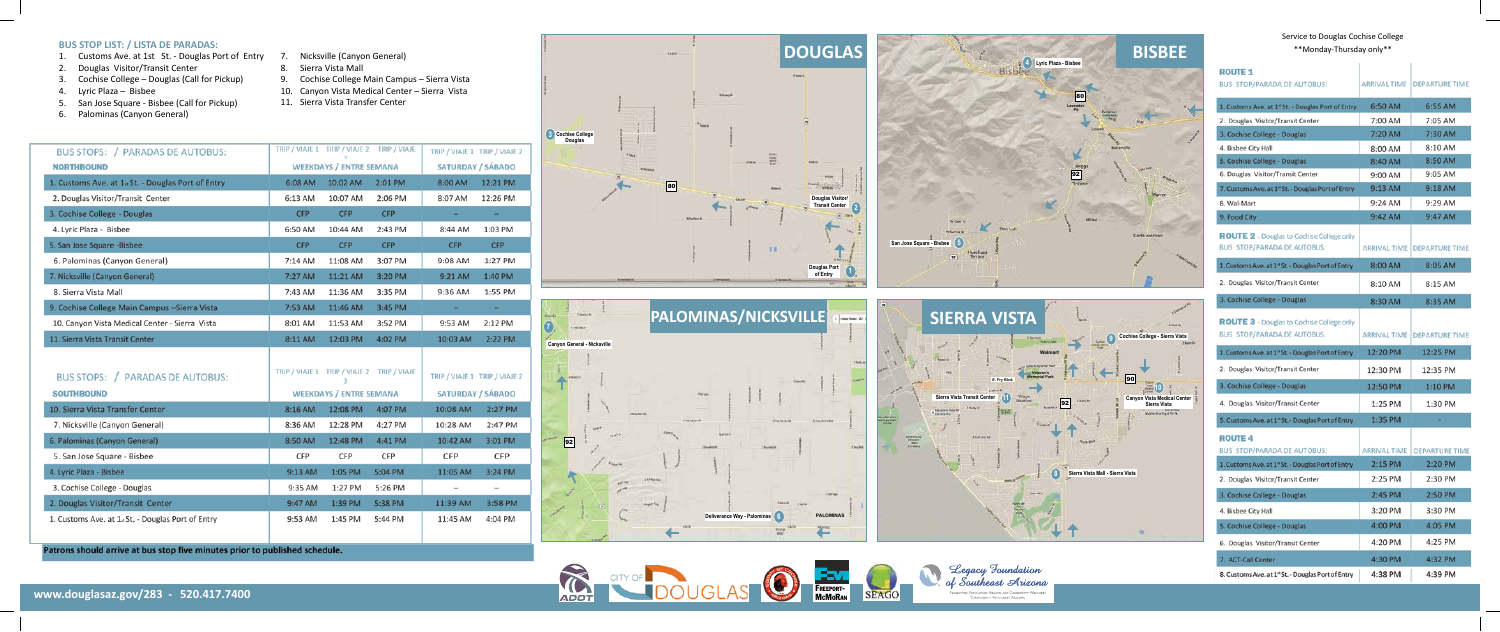### BUS STOP LIST: / LISTA DE PARADAS:

1. Customs Ave. at 1st St. - Douglas Port of Entry
2. Douglas Visitor/Transit Center
3. Cochise College – Douglas (Call for Pickup)
4. Lyric Plaza – Bisbee
5. San Jose Square - Bisbee (Call for Pickup)
6. Palominas (Canyon General)
7. Nicksville (Canyon General)
8. Sierra Vista Mall
9. Cochise College Main Campus – Sierra Vista
10. Canyon Vista Medical Center – Sierra Vista
11. Sierra Vista Transfer Center

| BUS STOPS: / PARADAS DE AUTOBUS: NORTHBOUND | TRIP / VIAJE 1 | TRIP / VIAJE 2 | TRIP / VIAJE 3 | TRIP / VIAJE 1 | TRIP / VIAJE 2 |
|---|---|---|---|---|---|
| | WEEKDAYS / ENTRE SEMANA | | | SATURDAY / SÁBADO | |
| 1. Customs Ave. at 1st St. - Douglas Port of Entry | 6:08 AM | 10:02 AM | 2:01 PM | 8:00 AM | 12:21 PM |
| 2. Douglas Visitor/Transit Center | 6:13 AM | 10:07 AM | 2:06 PM | 8:07 AM | 12:26 PM |
| 3. Cochise College - Douglas | CFP | CFP | CFP | – | – |
| 4. Lyric Plaza - Bisbee | 6:50 AM | 10:44 AM | 2:43 PM | 8:44 AM | 1:03 PM |
| 5. San Jose Square -Bisbee | CFP | CFP | CFP | CFP | CFP |
| 6. Palominas (Canyon General) | 7:14 AM | 11:08 AM | 3:07 PM | 9:08 AM | 1:27 PM |
| 7. Nicksville (Canyon General) | 7:27 AM | 11:21 AM | 3:20 PM | 9:21 AM | 1:40 PM |
| 8. Sierra Vista Mall | 7:43 AM | 11:36 AM | 3:35 PM | 9:36 AM | 1:55 PM |
| 9. Cochise College Main Campus –Sierra Vista | 7:53 AM | 11:46 AM | 3:45 PM | – | – |
| 10. Canyon Vista Medical Center - Sierra Vista | 8:01 AM | 11:53 AM | 3:52 PM | 9:53 AM | 2:12 PM |
| 11. Sierra Vista Transit Center | 8:11 AM | 12:03 PM | 4:02 PM | 10:03 AM | 2:22 PM |

| BUS STOPS: / PARADAS DE AUTOBUS: SOUTHBOUND | TRIP / VIAJE 1 | TRIP / VIAJE 2 | TRIP / VIAJE 3 | TRIP / VIAJE 1 | TRIP / VIAJE 2 |
|---|---|---|---|---|---|
| | WEEKDAYS / ENTRE SEMANA | | | SATURDAY / SÁBADO | |
| 10. Sierra Vista Transfer Center | 8:16 AM | 12:08 PM | 4:07 PM | 10:08 AM | 2:27 PM |
| 7. Nicksville (Canyon General) | 8:36 AM | 12:28 PM | 4:27 PM | 10:28 AM | 2:47 PM |
| 6. Palominas (Canyon General) | 8:50 AM | 12:48 PM | 4:41 PM | 10:42 AM | 3:01 PM |
| 5. San Jose Square - Bisbee | CFP | CFP | CFP | CFP | CFP |
| 4. Lyric Plaza - Bisbee | 9:13 AM | 1:05 PM | 5:04 PM | 11:05 AM | 3:24 PM |
| 3. Cochise College - Douglas | 9:35 AM | 1:27 PM | 5:26 PM | – | – |
| 2. Douglas Visitor/Transit Center | 9:47 AM | 1:39 PM | 5:38 PM | 11:39 AM | 3:58 PM |
| 1. Customs Ave. at 1st St. - Douglas Port of Entry | 9:53 AM | 1:45 PM | 5:44 PM | 11:45 AM | 4:04 PM |

Patrons should arrive at bus stop five minutes prior to published schedule.

DOUGLAS

BISBEE

PALOMINAS/NICKSVILLE

SIERRA VISTA

Service to Douglas Cochise College
**Monday-Thursday only**

| ROUTE 1 BUS STOP/PARADA DE AUTOBUS: | ARRIVAL TIME | DEPARTURE TIME |
|---|---|---|
| 1. Customs Ave. at 1st St. - Douglas Port of Entry | 6:50 AM | 6:55 AM |
| 2. Douglas Visitor/Transit Center | 7:00 AM | 7:05 AM |
| 3. Cochise College - Douglas | 7:20 AM | 7:30 AM |
| 4. Bisbee City Hall | 8:00 AM | 8:10 AM |
| 5. Cochise College - Douglas | 8:40 AM | 8:50 AM |
| 6. Douglas Visitor/Transit Center | 9:00 AM | 9:05 AM |
| 7. Customs Ave. at 1st St. - Douglas Port of Entry | 9:13 AM | 9:18 AM |
| 8. Wal-Mart | 9:24 AM | 9:29 AM |
| 9. Food City | 9:42 AM | 9:47 AM |

| ROUTE 2 - Douglas to Cochise College only BUS STOP/PARADA DE AUTOBUS: | ARRIVAL TIME | DEPARTURE TIME |
|---|---|---|
| 1. Customs Ave. at 1st St. - Douglas Port of Entry | 8:00 AM | 8:05 AM |
| 2. Douglas Visitor/Transit Center | 8:10 AM | 8:15 AM |
| 3. Cochise College - Douglas | 8:30 AM | 8:35 AM |

| ROUTE 3 - Douglas to Cochise College only BUS STOP/PARADA DE AUTOBUS: | ARRIVAL TIME | DEPARTURE TIME |
|---|---|---|
| 1. Customs Ave. at 1st St. - Douglas Port of Entry | 12:20 PM | 12:25 PM |
| 2. Douglas Visitor/Transit Center | 12:30 PM | 12:35 PM |
| 3. Cochise College - Douglas | 12:50 PM | 1:10 PM |
| 4. Douglas Visitor/Transit Center | 1:25 PM | 1:30 PM |
| 5. Customs Ave. at 1st St. - Douglas Port of Entry | 1:35 PM | - |

| ROUTE 4 BUS STOP/PARADA DE AUTOBUS: | ARRIVAL TIME | DEPARTURE TIME |
|---|---|---|
| 1. Customs Ave. at 1st St. - Douglas Port of Entry | 2:15 PM | 2:20 PM |
| 2. Douglas Visitor/Transit Center | 2:25 PM | 2:30 PM |
| 3. Cochise College - Douglas | 2:45 PM | 2:50 PM |
| 4. Bisbee City Hall | 3:20 PM | 3:30 PM |
| 5. Cochise College – Douglas | 4:00 PM | 4:05 PM |
| 6. Douglas Visitor/Transit Center | 4:20 PM | 4:25 PM |
| 7. ACT-Call Center | 4:30 PM | 4:32 PM |
| 8. Customs Ave. at 1st St. - Douglas Port of Entry | 4:38 PM | 4:39 PM |

www.douglasaz.gov/283 - 520.417.7400